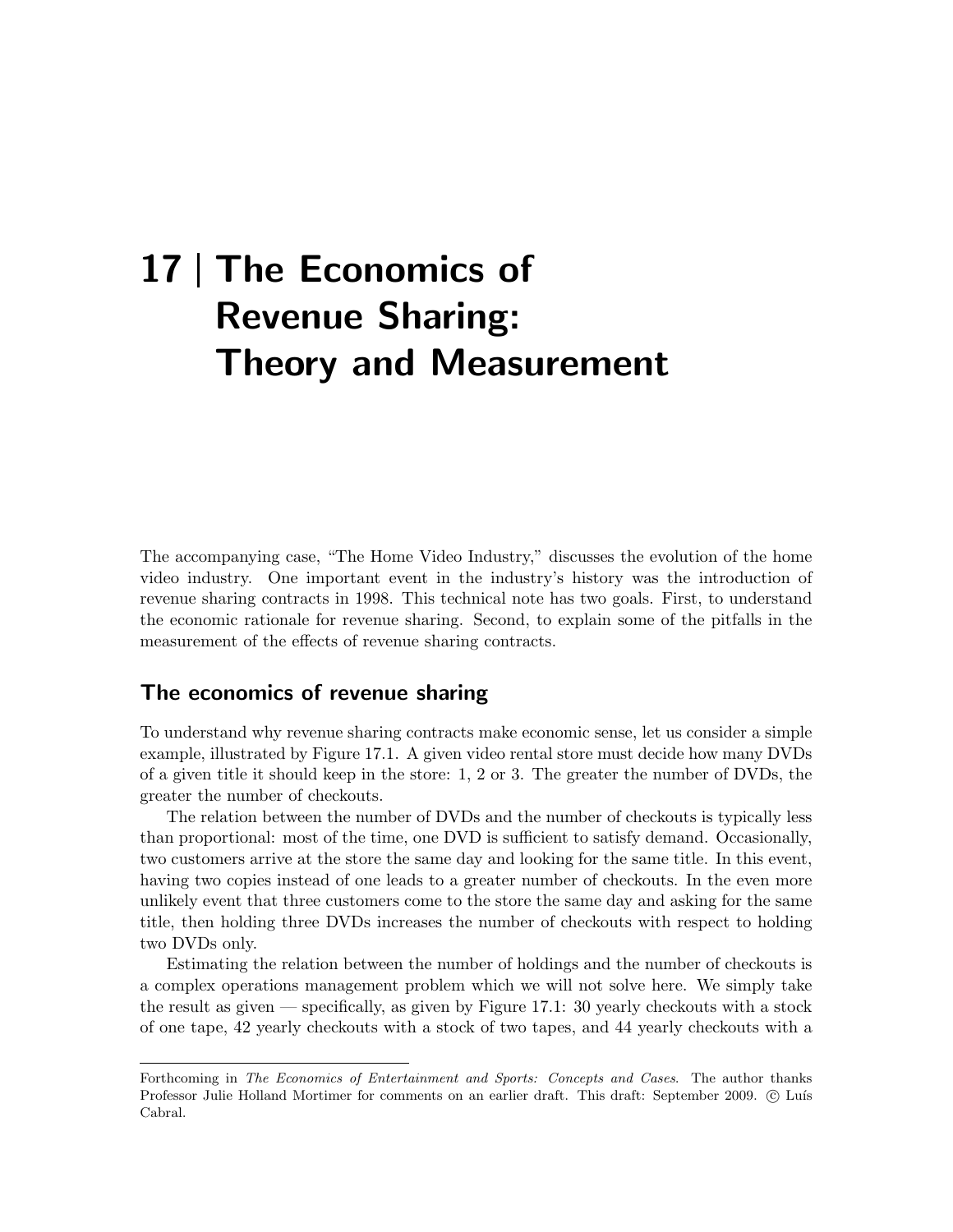# 17 | The Economics of Revenue Sharing: Theory and Measurement

The accompanying case, "The Home Video Industry," discusses the evolution of the home video industry. One important event in the industry's history was the introduction of revenue sharing contracts in 1998. This technical note has two goals. First, to understand the economic rationale for revenue sharing. Second, to explain some of the pitfalls in the measurement of the effects of revenue sharing contracts.

## The economics of revenue sharing

To understand why revenue sharing contracts make economic sense, let us consider a simple example, illustrated by Figure 17.1. A given video rental store must decide how many DVDs of a given title it should keep in the store: 1, 2 or 3. The greater the number of DVDs, the greater the number of checkouts.

The relation between the number of DVDs and the number of checkouts is typically less than proportional: most of the time, one DVD is sufficient to satisfy demand. Occasionally, two customers arrive at the store the same day and looking for the same title. In this event, having two copies instead of one leads to a greater number of checkouts. In the even more unlikely event that three customers come to the store the same day and asking for the same title, then holding three DVDs increases the number of checkouts with respect to holding two DVDs only.

Estimating the relation between the number of holdings and the number of checkouts is a complex operations management problem which we will not solve here. We simply take the result as given — specifically, as given by Figure 17.1: 30 yearly checkouts with a stock of one tape, 42 yearly checkouts with a stock of two tapes, and 44 yearly checkouts with a

---

Forthcoming in *The Economics of Entertainment and Sports: Concepts and Cases*. The author thanks Professor Julie Holland Mortimer for comments on an earlier draft. This draft: September 2009. © Luís Cabral.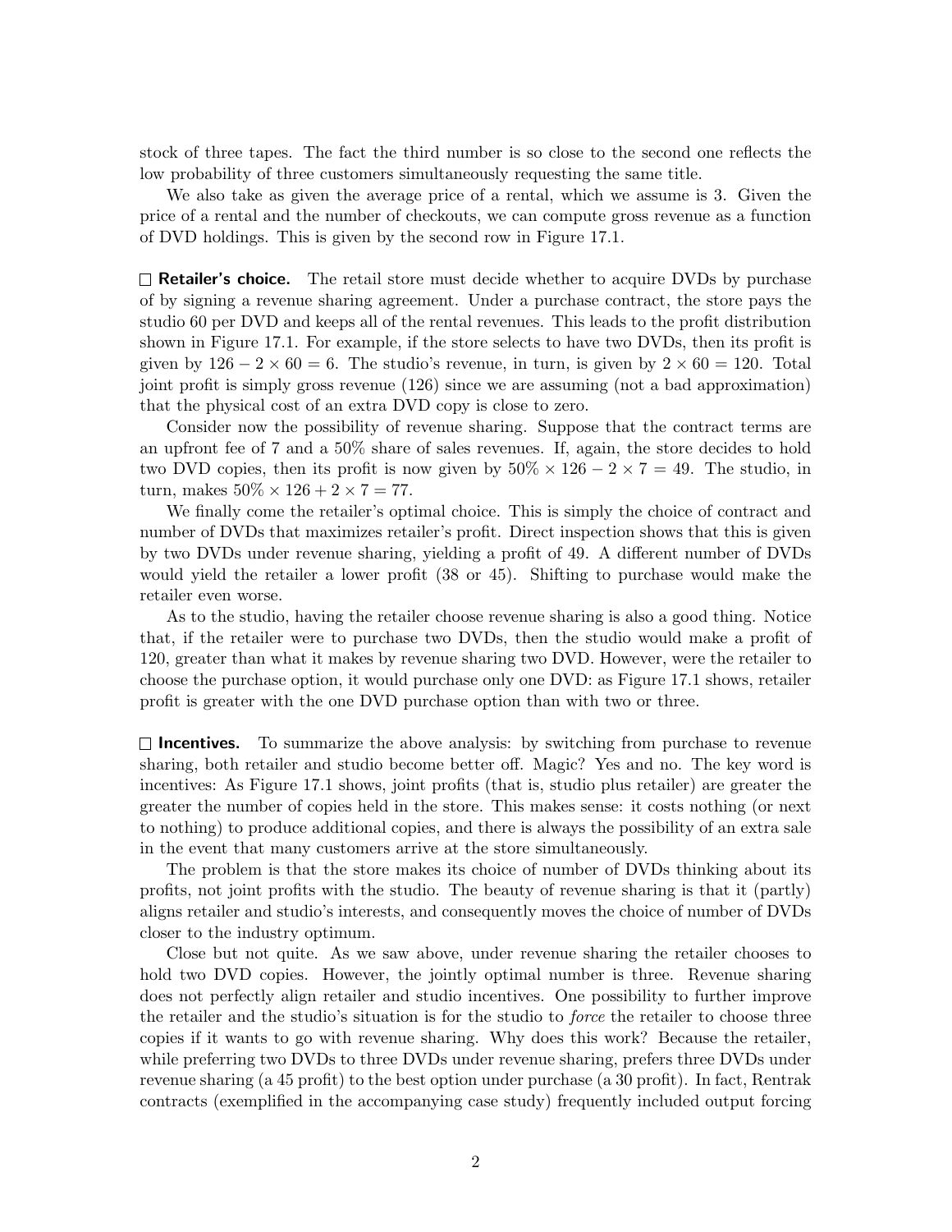stock of three tapes. The fact the third number is so close to the second one reflects the low probability of three customers simultaneously requesting the same title.

We also take as given the average price of a rental, which we assume is 3. Given the price of a rental and the number of checkouts, we can compute gross revenue as a function of DVD holdings. This is given by the second row in Figure 17.1.

☐ **Retailer's choice.** The retail store must decide whether to acquire DVDs by purchase of by signing a revenue sharing agreement. Under a purchase contract, the store pays the studio 60 per DVD and keeps all of the rental revenues. This leads to the profit distribution shown in Figure 17.1. For example, if the store selects to have two DVDs, then its profit is given by $126 - 2 \times 60 = 6$. The studio's revenue, in turn, is given by $2 \times 60 = 120$. Total joint profit is simply gross revenue (126) since we are assuming (not a bad approximation) that the physical cost of an extra DVD copy is close to zero.

Consider now the possibility of revenue sharing. Suppose that the contract terms are an upfront fee of 7 and a 50% share of sales revenues. If, again, the store decides to hold two DVD copies, then its profit is now given by $50\% \times 126 - 2 \times 7 = 49$. The studio, in turn, makes $50\% \times 126 + 2 \times 7 = 77$.

We finally come the retailer's optimal choice. This is simply the choice of contract and number of DVDs that maximizes retailer's profit. Direct inspection shows that this is given by two DVDs under revenue sharing, yielding a profit of 49. A different number of DVDs would yield the retailer a lower profit (38 or 45). Shifting to purchase would make the retailer even worse.

As to the studio, having the retailer choose revenue sharing is also a good thing. Notice that, if the retailer were to purchase two DVDs, then the studio would make a profit of 120, greater than what it makes by revenue sharing two DVD. However, were the retailer to choose the purchase option, it would purchase only one DVD: as Figure 17.1 shows, retailer profit is greater with the one DVD purchase option than with two or three.

☐ **Incentives.** To summarize the above analysis: by switching from purchase to revenue sharing, both retailer and studio become better off. Magic? Yes and no. The key word is incentives: As Figure 17.1 shows, joint profits (that is, studio plus retailer) are greater the greater the number of copies held in the store. This makes sense: it costs nothing (or next to nothing) to produce additional copies, and there is always the possibility of an extra sale in the event that many customers arrive at the store simultaneously.

The problem is that the store makes its choice of number of DVDs thinking about its profits, not joint profits with the studio. The beauty of revenue sharing is that it (partly) aligns retailer and studio's interests, and consequently moves the choice of number of DVDs closer to the industry optimum.

Close but not quite. As we saw above, under revenue sharing the retailer chooses to hold two DVD copies. However, the jointly optimal number is three. Revenue sharing does not perfectly align retailer and studio incentives. One possibility to further improve the retailer and the studio's situation is for the studio to *force* the retailer to choose three copies if it wants to go with revenue sharing. Why does this work? Because the retailer, while preferring two DVDs to three DVDs under revenue sharing, prefers three DVDs under revenue sharing (a 45 profit) to the best option under purchase (a 30 profit). In fact, Rentrak contracts (exemplified in the accompanying case study) frequently included output forcing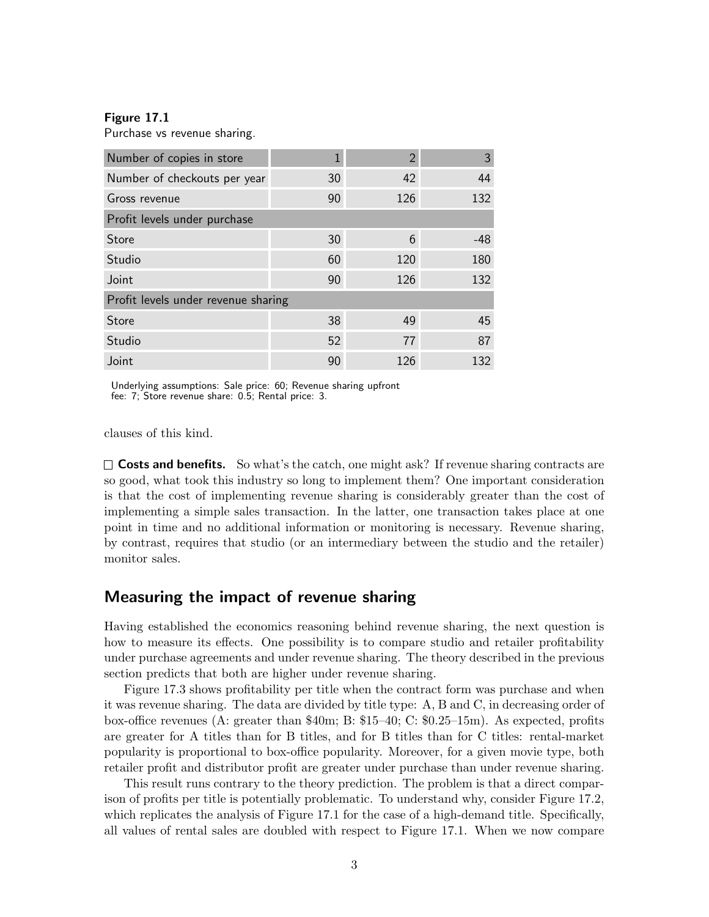**Figure 17.1**
Purchase vs revenue sharing.

| Number of copies in store | 1 | 2 | 3 |
| --- | --- | --- | --- |
| Number of checkouts per year | 30 | 42 | 44 |
| Gross revenue | 90 | 126 | 132 |
| Profit levels under purchase | | | |
| Store | 30 | 6 | -48 |
| Studio | 60 | 120 | 180 |
| Joint | 90 | 126 | 132 |
| Profit levels under revenue sharing | | | |
| Store | 38 | 49 | 45 |
| Studio | 52 | 77 | 87 |
| Joint | 90 | 126 | 132 |

Underlying assumptions: Sale price: 60; Revenue sharing upfront fee: 7; Store revenue share: 0.5; Rental price: 3.

clauses of this kind.

☐ **Costs and benefits.** So what's the catch, one might ask? If revenue sharing contracts are so good, what took this industry so long to implement them? One important consideration is that the cost of implementing revenue sharing is considerably greater than the cost of implementing a simple sales transaction. In the latter, one transaction takes place at one point in time and no additional information or monitoring is necessary. Revenue sharing, by contrast, requires that studio (or an intermediary between the studio and the retailer) monitor sales.

## Measuring the impact of revenue sharing

Having established the economics reasoning behind revenue sharing, the next question is how to measure its effects. One possibility is to compare studio and retailer profitability under purchase agreements and under revenue sharing. The theory described in the previous section predicts that both are higher under revenue sharing.

Figure 17.3 shows profitability per title when the contract form was purchase and when it was revenue sharing. The data are divided by title type: A, B and C, in decreasing order of box-office revenues (A: greater than \$40m; B: \$15–40; C: \$0.25–15m). As expected, profits are greater for A titles than for B titles, and for B titles than for C titles: rental-market popularity is proportional to box-office popularity. Moreover, for a given movie type, both retailer profit and distributor profit are greater under purchase than under revenue sharing.

This result runs contrary to the theory prediction. The problem is that a direct comparison of profits per title is potentially problematic. To understand why, consider Figure 17.2, which replicates the analysis of Figure 17.1 for the case of a high-demand title. Specifically, all values of rental sales are doubled with respect to Figure 17.1. When we now compare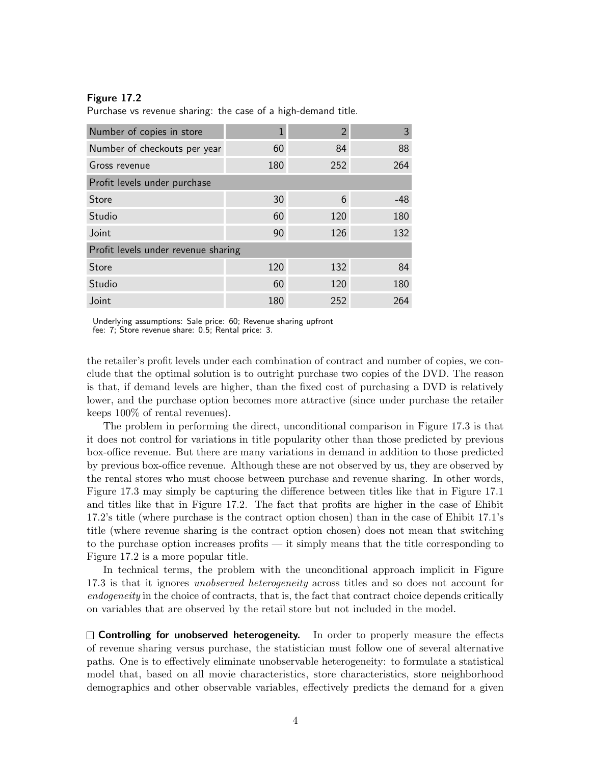**Figure 17.2**

Purchase vs revenue sharing: the case of a high-demand title.

| Number of copies in store | 1 | 2 | 3 |
|---|---|---|---|
| Number of checkouts per year | 60 | 84 | 88 |
| Gross revenue | 180 | 252 | 264 |
| Profit levels under purchase | | | |
| Store | 30 | 6 | -48 |
| Studio | 60 | 120 | 180 |
| Joint | 90 | 126 | 132 |
| Profit levels under revenue sharing | | | |
| Store | 120 | 132 | 84 |
| Studio | 60 | 120 | 180 |
| Joint | 180 | 252 | 264 |

Underlying assumptions: Sale price: 60; Revenue sharing upfront fee: 7; Store revenue share: 0.5; Rental price: 3.

the retailer's profit levels under each combination of contract and number of copies, we conclude that the optimal solution is to outright purchase two copies of the DVD. The reason is that, if demand levels are higher, than the fixed cost of purchasing a DVD is relatively lower, and the purchase option becomes more attractive (since under purchase the retailer keeps 100% of rental revenues).

The problem in performing the direct, unconditional comparison in Figure 17.3 is that it does not control for variations in title popularity other than those predicted by previous box-office revenue. But there are many variations in demand in addition to those predicted by previous box-office revenue. Although these are not observed by us, they are observed by the rental stores who must choose between purchase and revenue sharing. In other words, Figure 17.3 may simply be capturing the difference between titles like that in Figure 17.1 and titles like that in Figure 17.2. The fact that profits are higher in the case of Ehibit 17.2's title (where purchase is the contract option chosen) than in the case of Ehibit 17.1's title (where revenue sharing is the contract option chosen) does not mean that switching to the purchase option increases profits — it simply means that the title corresponding to Figure 17.2 is a more popular title.

In technical terms, the problem with the unconditional approach implicit in Figure 17.3 is that it ignores *unobserved heterogeneity* across titles and so does not account for *endogeneity* in the choice of contracts, that is, the fact that contract choice depends critically on variables that are observed by the retail store but not included in the model.

☐ **Controlling for unobserved heterogeneity.** In order to properly measure the effects of revenue sharing versus purchase, the statistician must follow one of several alternative paths. One is to effectively eliminate unobservable heterogeneity: to formulate a statistical model that, based on all movie characteristics, store characteristics, store neighborhood demographics and other observable variables, effectively predicts the demand for a given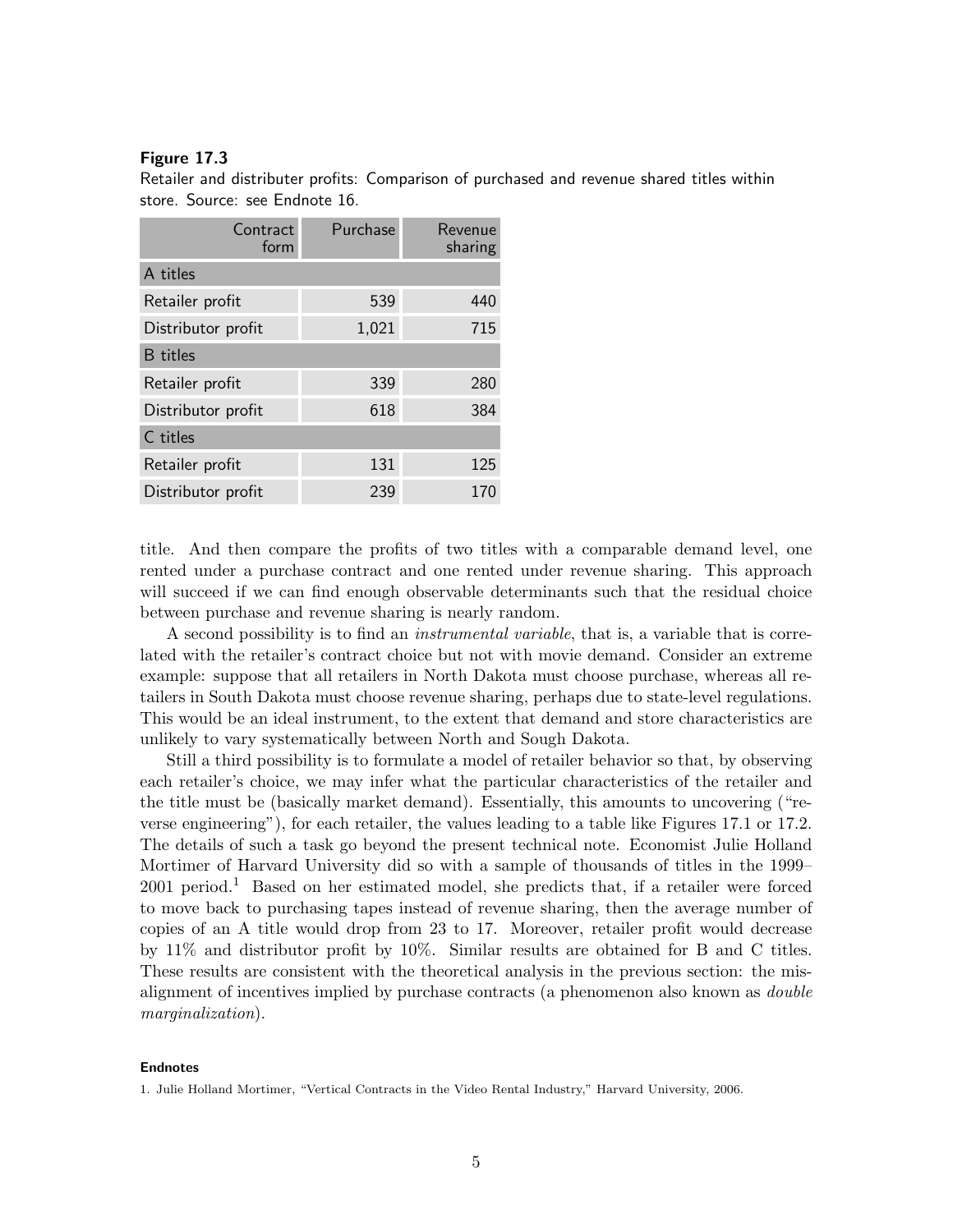**Figure 17.3**

Retailer and distributer profits: Comparison of purchased and revenue shared titles within store. Source: see Endnote 16.

| Contract form | Purchase | Revenue sharing |
|---|---|---|
| A titles | | |
| Retailer profit | 539 | 440 |
| Distributor profit | 1,021 | 715 |
| B titles | | |
| Retailer profit | 339 | 280 |
| Distributor profit | 618 | 384 |
| C titles | | |
| Retailer profit | 131 | 125 |
| Distributor profit | 239 | 170 |

title. And then compare the profits of two titles with a comparable demand level, one rented under a purchase contract and one rented under revenue sharing. This approach will succeed if we can find enough observable determinants such that the residual choice between purchase and revenue sharing is nearly random.

A second possibility is to find an *instrumental variable*, that is, a variable that is correlated with the retailer's contract choice but not with movie demand. Consider an extreme example: suppose that all retailers in North Dakota must choose purchase, whereas all retailers in South Dakota must choose revenue sharing, perhaps due to state-level regulations. This would be an ideal instrument, to the extent that demand and store characteristics are unlikely to vary systematically between North and Sough Dakota.

Still a third possibility is to formulate a model of retailer behavior so that, by observing each retailer's choice, we may infer what the particular characteristics of the retailer and the title must be (basically market demand). Essentially, this amounts to uncovering ("reverse engineering"), for each retailer, the values leading to a table like Figures 17.1 or 17.2. The details of such a task go beyond the present technical note. Economist Julie Holland Mortimer of Harvard University did so with a sample of thousands of titles in the 1999–2001 period.[1] Based on her estimated model, she predicts that, if a retailer were forced to move back to purchasing tapes instead of revenue sharing, then the average number of copies of an A title would drop from 23 to 17. Moreover, retailer profit would decrease by 11% and distributor profit by 10%. Similar results are obtained for B and C titles. These results are consistent with the theoretical analysis in the previous section: the misalignment of incentives implied by purchase contracts (a phenomenon also known as *double marginalization*).

**Endnotes**

1. Julie Holland Mortimer, "Vertical Contracts in the Video Rental Industry," Harvard University, 2006.